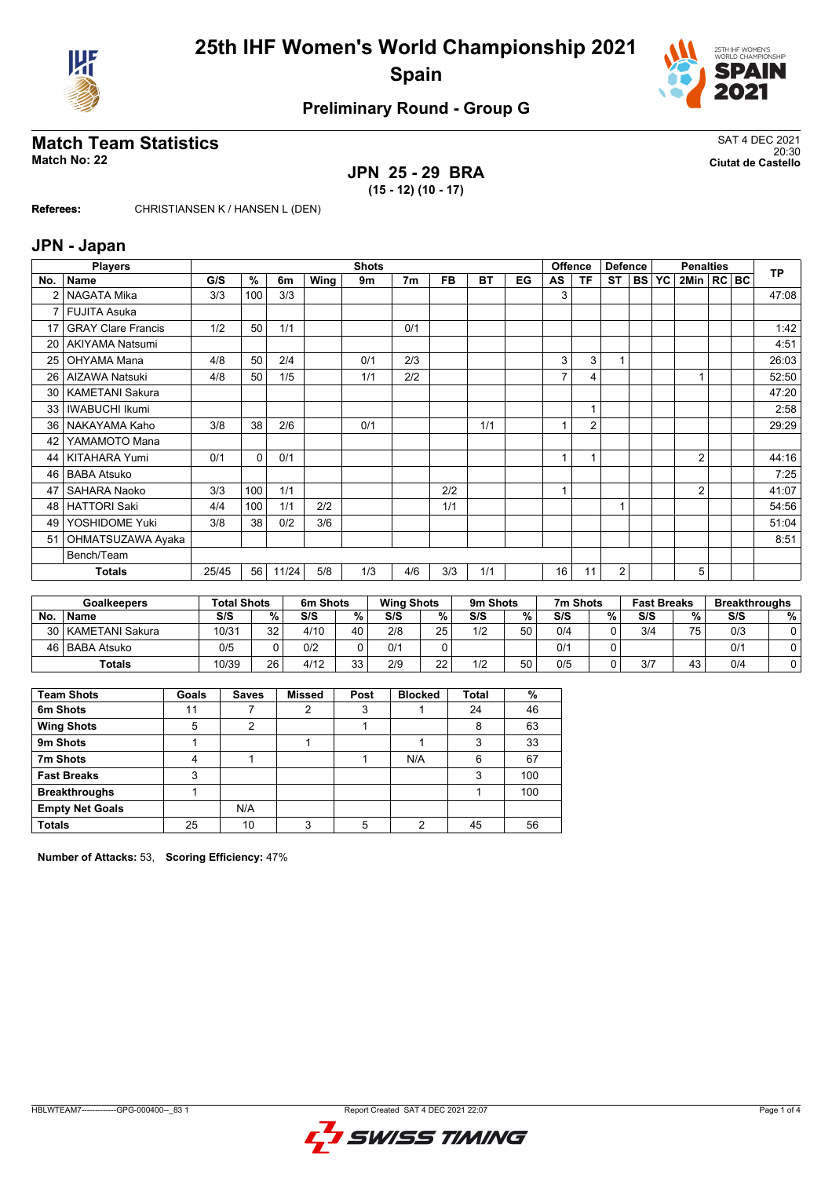# 25th IHF Women's World Championship 2021
## Spain

### Preliminary Round - Group G

## Match Team Statistics

**Match No: 22**

SAT 4 DEC 2021
20:30
**Ciutat de Castello**

**JPN 25 - 29 BRA**
**(15 - 12) (10 - 17)**

**Referees:** CHRISTIANSEN K / HANSEN L (DEN)

## JPN - Japan

| Players | | Shots | | | | | | | | | Offence | | Defence | | | Penalties | | | TP |
|---|---|---|---|---|---|---|---|---|---|---|---|---|---|---|---|---|---|---|---|
| No. | Name | G/S | % | 6m | Wing | 9m | 7m | FB | BT | EG | AS | TF | ST | BS | YC | 2Min | RC | BC | |
| 2 | NAGATA Mika | 3/3 | 100 | 3/3 | | | | | | | 3 | | | | | | | | 47:08 |
| 7 | FUJITA Asuka | | | | | | | | | | | | | | | | | | |
| 17 | GRAY Clare Francis | 1/2 | 50 | 1/1 | | | 0/1 | | | | | | | | | | | | 1:42 |
| 20 | AKIYAMA Natsumi | | | | | | | | | | | | | | | | | | 4:51 |
| 25 | OHYAMA Mana | 4/8 | 50 | 2/4 | | 0/1 | 2/3 | | | | 3 | 3 | 1 | | | | | | 26:03 |
| 26 | AIZAWA Natsuki | 4/8 | 50 | 1/5 | | 1/1 | 2/2 | | | | 7 | 4 | | | | 1 | | | 52:50 |
| 30 | KAMETANI Sakura | | | | | | | | | | | | | | | | | | 47:20 |
| 33 | IWABUCHI Ikumi | | | | | | | | | | | 1 | | | | | | | 2:58 |
| 36 | NAKAYAMA Kaho | 3/8 | 38 | 2/6 | | 0/1 | | | 1/1 | | 1 | 2 | | | | | | | 29:29 |
| 42 | YAMAMOTO Mana | | | | | | | | | | | | | | | | | | |
| 44 | KITAHARA Yumi | 0/1 | 0 | 0/1 | | | | | | | 1 | 1 | | | | 2 | | | 44:16 |
| 46 | BABA Atsuko | | | | | | | | | | | | | | | | | | 7:25 |
| 47 | SAHARA Naoko | 3/3 | 100 | 1/1 | | | | 2/2 | | | 1 | | | | | 2 | | | 41:07 |
| 48 | HATTORI Saki | 4/4 | 100 | 1/1 | 2/2 | | | 1/1 | | | | | 1 | | | | | | 54:56 |
| 49 | YOSHIDOME Yuki | 3/8 | 38 | 0/2 | 3/6 | | | | | | | | | | | | | | 51:04 |
| 51 | OHMATSUZAWA Ayaka | | | | | | | | | | | | | | | | | | 8:51 |
| | Bench/Team | | | | | | | | | | | | | | | | | | |
| | **Totals** | 25/45 | 56 | 11/24 | 5/8 | 1/3 | 4/6 | 3/3 | 1/1 | | 16 | 11 | 2 | | | 5 | | | |

| Goalkeepers | | Total Shots | | 6m Shots | | Wing Shots | | 9m Shots | | 7m Shots | | Fast Breaks | | Breakthroughs | |
|---|---|---|---|---|---|---|---|---|---|---|---|---|---|---|---|
| No. | Name | S/S | % | S/S | % | S/S | % | S/S | % | S/S | % | S/S | % | S/S | % |
| 30 | KAMETANI Sakura | 10/31 | 32 | 4/10 | 40 | 2/8 | 25 | 1/2 | 50 | 0/4 | 0 | 3/4 | 75 | 0/3 | 0 |
| 46 | BABA Atsuko | 0/5 | 0 | 0/2 | 0 | 0/1 | 0 | | | 0/1 | 0 | | | 0/1 | 0 |
| | **Totals** | 10/39 | 26 | 4/12 | 33 | 2/9 | 22 | 1/2 | 50 | 0/5 | 0 | 3/7 | 43 | 0/4 | 0 |

| Team Shots | Goals | Saves | Missed | Post | Blocked | Total | % |
|---|---|---|---|---|---|---|---|
| **6m Shots** | 11 | 7 | 2 | 3 | 1 | 24 | 46 |
| **Wing Shots** | 5 | 2 | | 1 | | 8 | 63 |
| **9m Shots** | 1 | | 1 | | 1 | 3 | 33 |
| **7m Shots** | 4 | 1 | | 1 | N/A | 6 | 67 |
| **Fast Breaks** | 3 | | | | | 3 | 100 |
| **Breakthroughs** | 1 | | | | | 1 | 100 |
| **Empty Net Goals** | | N/A | | | | | |
| **Totals** | 25 | 10 | 3 | 5 | 2 | 45 | 56 |

**Number of Attacks:** 53, **Scoring Efficiency:** 47%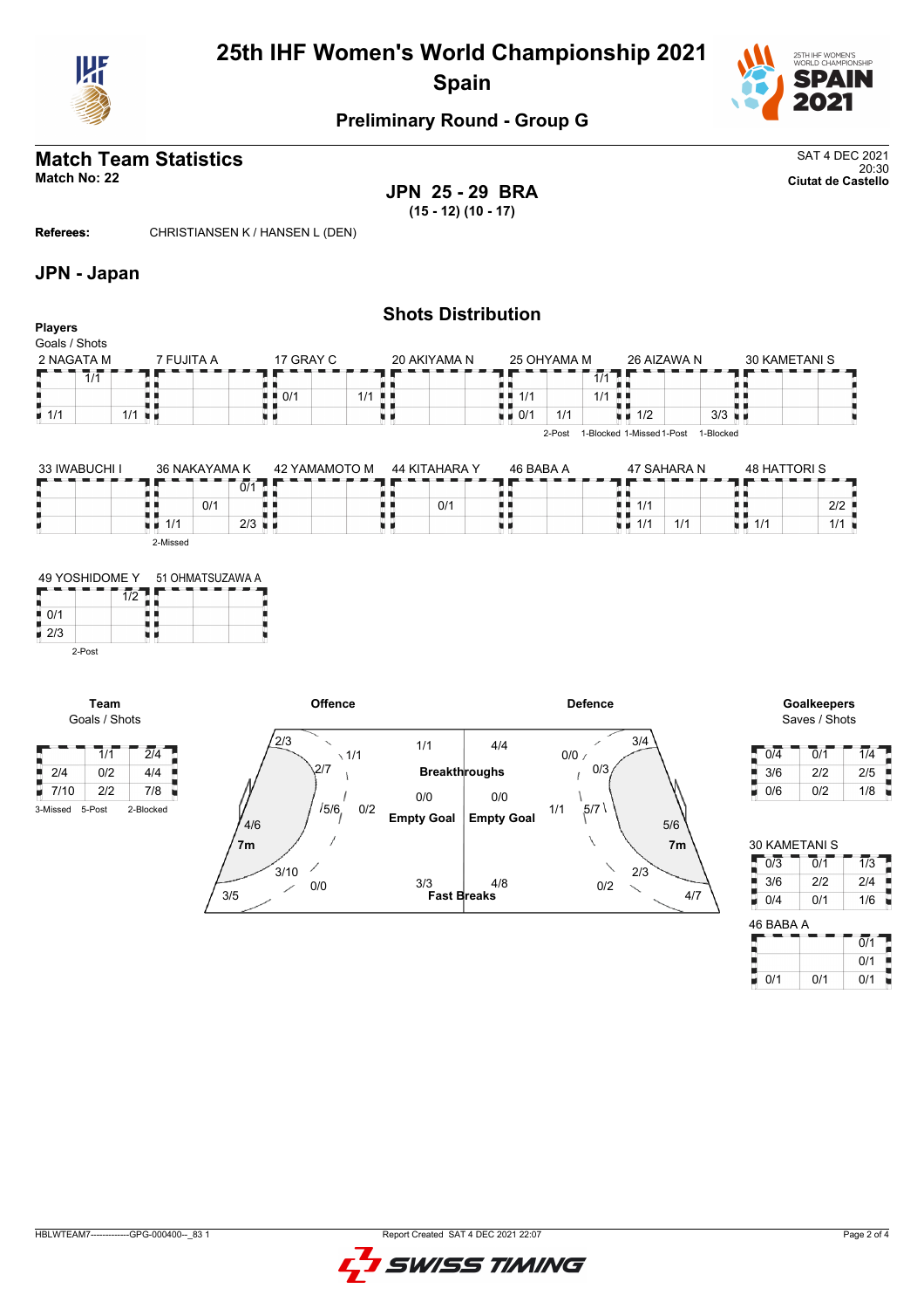# 25th IHF Women's World Championship 2021
## Spain

### Preliminary Round - Group G

## Match Team Statistics

**Match No: 22**

SAT 4 DEC 2021
20:30
**Ciutat de Castello**

**JPN 25 - 29 BRA**
**(15 - 12) (10 - 17)**

**Referees:** CHRISTIANSEN K / HANSEN L (DEN)

## JPN - Japan

### Shots Distribution

**Players**
Goals / Shots

**2 NAGATA M**

| | | |
|---|---|---|
| | 1/1 | |
| | | |
| 1/1 | | 1/1 |

**7 FUJITA A**

| | | |
|---|---|---|
| | | |
| | | |
| | | |

**17 GRAY C**

| | | |
|---|---|---|
| | | |
| 0/1 | | 1/1 |
| | | |

**20 AKIYAMA N**

| | | |
|---|---|---|
| | | |
| | | |
| | | |

**25 OHYAMA M**

| | | |
|---|---|---|
| | | 1/1 |
| 1/1 | | 1/1 |
| 0/1 | 1/1 | |

2-Post 1-Blocked

**26 AIZAWA N**

| | | |
|---|---|---|
| | | |
| | | |
| 1/2 | | 3/3 |

1-Missed 1-Post

**30 KAMETANI S**

| | | |
|---|---|---|
| | | |
| | | |
| | | |

1-Blocked

**33 IWABUCHI I**

| | | |
|---|---|---|
| | | |
| | | |
| | | |

**36 NAKAYAMA K**

| | | |
|---|---|---|
| | | 0/1 |
| | 0/1 | |
| 1/1 | | 2/3 |

2-Missed

**42 YAMAMOTO M**

| | | |
|---|---|---|
| | | |
| | | |
| | | |

**44 KITAHARA Y**

| | | |
|---|---|---|
| | | |
| | 0/1 | |
| | | |

**46 BABA A**

| | | |
|---|---|---|
| | | |
| | | |
| | | |

**47 SAHARA N**

| | | |
|---|---|---|
| | | |
| 1/1 | | |
| 1/1 | 1/1 | |

**48 HATTORI S**

| | | |
|---|---|---|
| | | |
| | | 2/2 |
| 1/1 | | 1/1 |

**49 YOSHIDOME Y**

| | | |
|---|---|---|
| | | 1/2 |
| 0/1 | | |
| 2/3 | | |

2-Post

**51 OHMATSUZAWA A**

| | | |
|---|---|---|
| | | |
| | | |
| | | |

**Team**
Goals / Shots

| | | |
|---|---|---|
| | 1/1 | 2/4 |
| 2/4 | 0/2 | 4/4 |
| 7/10 | 2/2 | 7/8 |

3-Missed 5-Post 2-Blocked

**Offence**

- Left wing: 2/3
- Left 9m: 2/7
- Centre 9m: 1/1
- Left 6m: 4/6
- Centre 6m: 5/6
- 7m: 3/5
- 3/10
- 0/2
- 0/0
- Breakthroughs: 1/1
- Empty Goal: 0/0
- Fast Breaks: 3/3

**Defence**

- Breakthroughs: 4/4
- Empty Goal: 0/0
- Fast Breaks: 4/8
- 0/0
- 0/3
- 3/4
- 5/7
- 1/1
- 5/6
- 2/3
- 0/2
- 7m: 4/7

**Goalkeepers**
Saves / Shots

| | | |
|---|---|---|
| 0/4 | 0/1 | 1/4 |
| 3/6 | 2/2 | 2/5 |
| 0/6 | 0/2 | 1/8 |

**30 KAMETANI S**

| | | |
|---|---|---|
| 0/3 | 0/1 | 1/3 |
| 3/6 | 2/2 | 2/4 |
| 0/4 | 0/1 | 1/6 |

**46 BABA A**

| | | |
|---|---|---|
| | | 0/1 |
| | | 0/1 |
| 0/1 | 0/1 | 0/1 |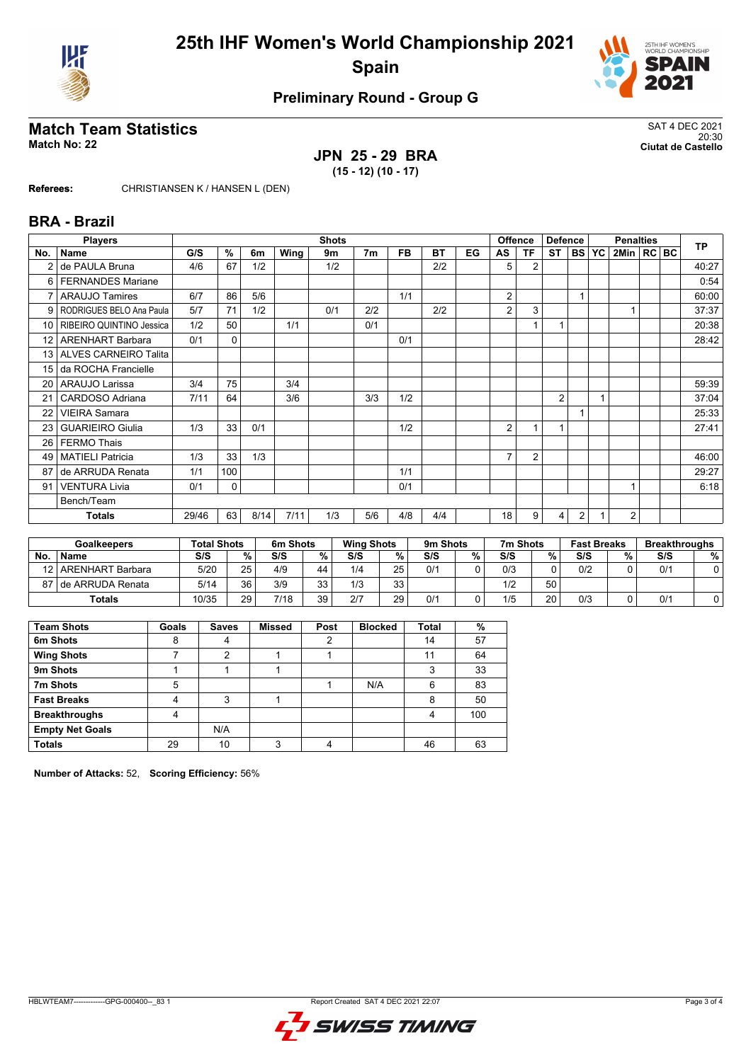# 25th IHF Women's World Championship 2021
## Spain

### Preliminary Round - Group G

## Match Team Statistics

**Match No: 22**

SAT 4 DEC 2021
20:30
**Ciutat de Castello**

### JPN 25 - 29 BRA
**(15 - 12) (10 - 17)**

**Referees:** CHRISTIANSEN K / HANSEN L (DEN)

## BRA - Brazil

| No. | Name | G/S | % | 6m | Wing | 9m | 7m | FB | BT | EG | AS | TF | ST | BS | YC | 2Min | RC | BC | TP |
|---|---|---|---|---|---|---|---|---|---|---|---|---|---|---|---|---|---|---|---|
| 2 | de PAULA Bruna | 4/6 | 67 | 1/2 | | 1/2 | | | 2/2 | | 5 | 2 | | | | | | | 40:27 |
| 6 | FERNANDES Mariane | | | | | | | | | | | | | | | | | | 0:54 |
| 7 | ARAUJO Tamires | 6/7 | 86 | 5/6 | | | | 1/1 | | | 2 | | | 1 | | | | | 60:00 |
| 9 | RODRIGUES BELO Ana Paula | 5/7 | 71 | 1/2 | | 0/1 | 2/2 | | 2/2 | | 2 | 3 | | | | 1 | | | 37:37 |
| 10 | RIBEIRO QUINTINO Jessica | 1/2 | 50 | | 1/1 | | 0/1 | | | | | 1 | 1 | | | | | | 20:38 |
| 12 | ARENHART Barbara | 0/1 | 0 | | | | | 0/1 | | | | | | | | | | | 28:42 |
| 13 | ALVES CARNEIRO Talita | | | | | | | | | | | | | | | | | | |
| 15 | da ROCHA Francielle | | | | | | | | | | | | | | | | | | |
| 20 | ARAUJO Larissa | 3/4 | 75 | | 3/4 | | | | | | | | | | | | | | 59:39 |
| 21 | CARDOSO Adriana | 7/11 | 64 | | 3/6 | | 3/3 | 1/2 | | | | | 2 | | 1 | | | | 37:04 |
| 22 | VIEIRA Samara | | | | | | | | | | | | | 1 | | | | | 25:33 |
| 23 | GUARIEIRO Giulia | 1/3 | 33 | 0/1 | | | | 1/2 | | | 2 | 1 | 1 | | | | | | 27:41 |
| 26 | FERMO Thais | | | | | | | | | | | | | | | | | | |
| 49 | MATIELI Patricia | 1/3 | 33 | 1/3 | | | | | | | 7 | 2 | | | | | | | 46:00 |
| 87 | de ARRUDA Renata | 1/1 | 100 | | | | | 1/1 | | | | | | | | | | | 29:27 |
| 91 | VENTURA Livia | 0/1 | 0 | | | | | 0/1 | | | | | | | | 1 | | | 6:18 |
| | Bench/Team | | | | | | | | | | | | | | | | | | |
| | **Totals** | 29/46 | 63 | 8/14 | 7/11 | 1/3 | 5/6 | 4/8 | 4/4 | | 18 | 9 | 4 | 2 | 1 | 2 | | | |

| No. | Name | Total Shots S/S | % | 6m Shots S/S | % | Wing Shots S/S | % | 9m Shots S/S | % | 7m Shots S/S | % | Fast Breaks S/S | % | Breakthroughs S/S | % |
|---|---|---|---|---|---|---|---|---|---|---|---|---|---|---|---|
| 12 | ARENHART Barbara | 5/20 | 25 | 4/9 | 44 | 1/4 | 25 | 0/1 | 0 | 0/3 | 0 | 0/2 | 0 | 0/1 | 0 |
| 87 | de ARRUDA Renata | 5/14 | 36 | 3/9 | 33 | 1/3 | 33 | | | 1/2 | 50 | | | | |
| | **Totals** | 10/35 | 29 | 7/18 | 39 | 2/7 | 29 | 0/1 | 0 | 1/5 | 20 | 0/3 | 0 | 0/1 | 0 |

| Team Shots | Goals | Saves | Missed | Post | Blocked | Total | % |
|---|---|---|---|---|---|---|---|
| 6m Shots | 8 | 4 | | 2 | | 14 | 57 |
| Wing Shots | 7 | 2 | 1 | 1 | | 11 | 64 |
| 9m Shots | 1 | 1 | 1 | | | 3 | 33 |
| 7m Shots | 5 | | | 1 | N/A | 6 | 83 |
| Fast Breaks | 4 | 3 | 1 | | | 8 | 50 |
| Breakthroughs | 4 | | | | | 4 | 100 |
| Empty Net Goals | | N/A | | | | | |
| **Totals** | 29 | 10 | 3 | 4 | | 46 | 63 |

**Number of Attacks:** 52, **Scoring Efficiency:** 56%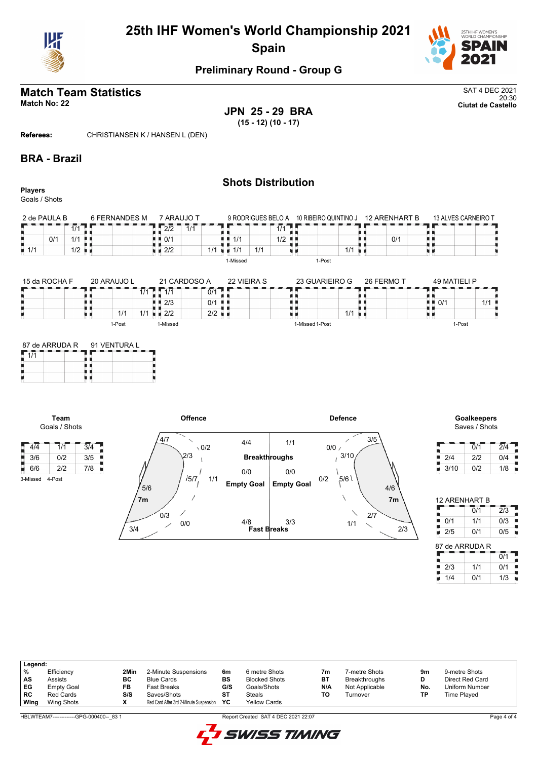# 25th IHF Women's World Championship 2021
## Spain

### Preliminary Round - Group G

## Match Team Statistics

**Match No: 22**

SAT 4 DEC 2021
20:30
**Ciutat de Castello**

**JPN 25 - 29 BRA**
**(15 - 12) (10 - 17)**

**Referees:** CHRISTIANSEN K / HANSEN L (DEN)

## BRA - Brazil

### Shots Distribution

**Players**
Goals / Shots

2 de PAULA B

| | | |
|---|---|---|
| | | 1/1 |
| | 0/1 | 1/1 |
| 1/1 | | 1/2 |

6 FERNANDES M

7 ARAUJO T

| | | |
|---|---|---|
| 2/2 | 1/1 | |
| 0/1 | | |
| 2/2 | | 1/1 |

9 RODRIGUES BELO A

| | | |
|---|---|---|
| | | 1/1 |
| 1/1 | | 1/2 |
| 1/1 | 1/1 | |

1-Missed

10 RIBEIRO QUINTINO J

| | | |
|---|---|---|
| | | |
| | | |
| | | 1/1 |

1-Post

12 ARENHART B

| | | |
|---|---|---|
| | | |
| | 0/1 | |
| | | |

13 ALVES CARNEIRO T

15 da ROCHA F

20 ARAUJO L

| | | |
|---|---|---|
| | | 1/1 |
| | | |
| | 1/1 | 1/1 |

1-Post

21 CARDOSO A

| | | |
|---|---|---|
| 1/1 | | 0/1 |
| 2/3 | | 0/1 |
| 2/2 | | 2/2 |

1-Missed

22 VIEIRA S

23 GUARIEIRO G

| | | |
|---|---|---|
| | | |
| | | |
| | | 1/1 |

1-Missed 1-Post

26 FERMO T

49 MATIELI P

| | | |
|---|---|---|
| | | |
| 0/1 | | 1/1 |
| | | |

1-Post

87 de ARRUDA R

| | | |
|---|---|---|
| 1/1 | | |
| | | |
| | | |

91 VENTURA L

**Team**
Goals / Shots

| | | |
|---|---|---|
| 4/4 | 1/1 | 3/4 |
| 3/6 | 0/2 | 3/5 |
| 6/6 | 2/2 | 7/8 |

3-Missed 4-Post

**Offence**

4/7, 0/2, 2/3, 5/7, 1/1, 5/6, 7m, 0/3, 0/0, 3/4

4/4 Breakthroughs 1/1
0/0 Empty Goal 0/0
4/8 Fast Breaks 3/3

**Defence**

0/0, 3/5, 3/10, 0/2, 5/6, 4/6, 7m, 2/7, 1/1, 2/3

**Goalkeepers**
Saves / Shots

| | | |
|---|---|---|
| | 0/1 | 2/4 |
| 2/4 | 2/2 | 0/4 |
| 3/10 | 0/2 | 1/8 |

12 ARENHART B

| | | |
|---|---|---|
| | 0/1 | 2/3 |
| 0/1 | 1/1 | 0/3 |
| 2/5 | 0/1 | 0/5 |

87 de ARRUDA R

| | | |
|---|---|---|
| | | 0/1 |
| 2/3 | 1/1 | 0/1 |
| 1/4 | 0/1 | 1/3 |

| Legend: | | | | | | | | | | | |
|---|---|---|---|---|---|---|---|---|---|---|---|
| % | Efficiency | 2Min | 2-Minute Suspensions | 6m | 6 metre Shots | 7m | 7-metre Shots | 9m | 9-metre Shots |
| AS | Assists | BC | Blue Cards | BS | Blocked Shots | BT | Breakthroughs | D | Direct Red Card |
| EG | Empty Goal | FB | Fast Breaks | G/S | Goals/Shots | N/A | Not Applicable | No. | Uniform Number |
| RC | Red Cards | S/S | Saves/Shots | ST | Steals | TO | Turnover | TP | Time Played |
| Wing | Wing Shots | X | Red Card After 3rd 2-Minute Suspension | YC | Yellow Cards | | | | |

HBLWTEAM7--------------GPG-000400--_83 1 Report Created SAT 4 DEC 2021 22:07